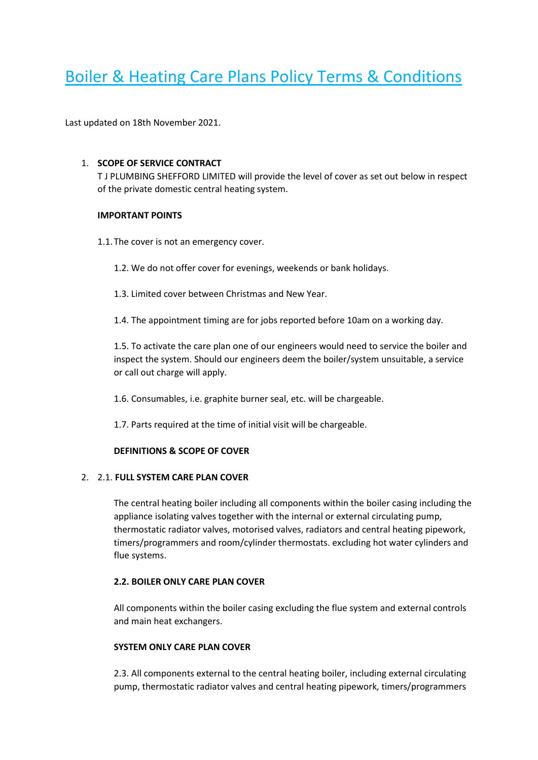# Boiler & Heating Care Plans Policy Terms & Conditions

Last updated on 18th November 2021.

1. **SCOPE OF SERVICE CONTRACT**
   T J PLUMBING SHEFFORD LIMITED will provide the level of cover as set out below in respect of the private domestic central heating system.

   **IMPORTANT POINTS**

   1.1. The cover is not an emergency cover.

   1.2. We do not offer cover for evenings, weekends or bank holidays.

   1.3. Limited cover between Christmas and New Year.

   1.4. The appointment timing are for jobs reported before 10am on a working day.

   1.5. To activate the care plan one of our engineers would need to service the boiler and inspect the system. Should our engineers deem the boiler/system unsuitable, a service or call out charge will apply.

   1.6. Consumables, i.e. graphite burner seal, etc. will be chargeable.

   1.7. Parts required at the time of initial visit will be chargeable.

   **DEFINITIONS & SCOPE OF COVER**

2. 2.1. **FULL SYSTEM CARE PLAN COVER**

   The central heating boiler including all components within the boiler casing including the appliance isolating valves together with the internal or external circulating pump, thermostatic radiator valves, motorised valves, radiators and central heating pipework, timers/programmers and room/cylinder thermostats. excluding hot water cylinders and flue systems.

   **2.2. BOILER ONLY CARE PLAN COVER**

   All components within the boiler casing excluding the flue system and external controls and main heat exchangers.

   **SYSTEM ONLY CARE PLAN COVER**

   2.3. All components external to the central heating boiler, including external circulating pump, thermostatic radiator valves and central heating pipework, timers/programmers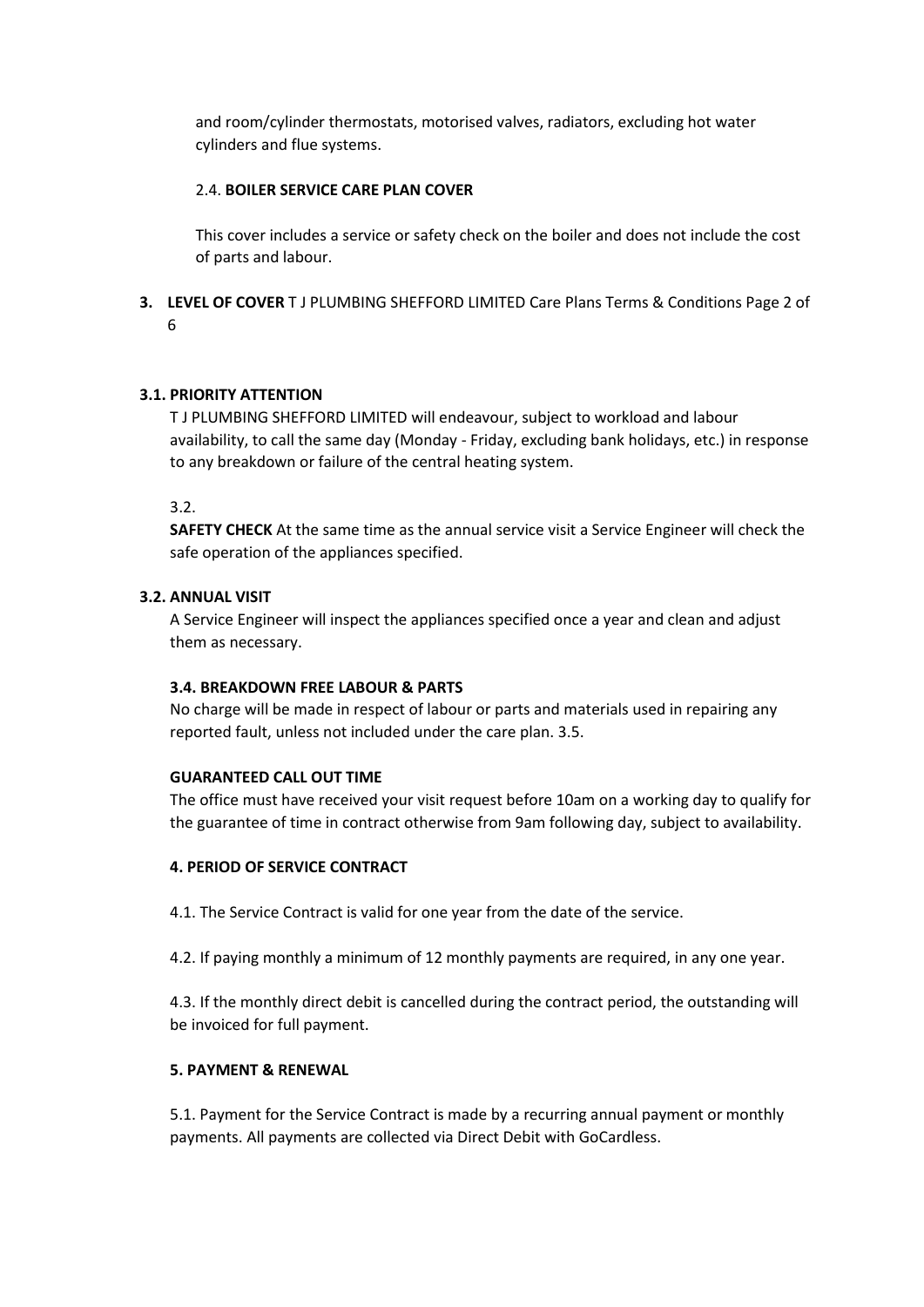and room/cylinder thermostats, motorised valves, radiators, excluding hot water cylinders and flue systems.

2.4. **BOILER SERVICE CARE PLAN COVER**

This cover includes a service or safety check on the boiler and does not include the cost of parts and labour.

**3. LEVEL OF COVER**

**3.1. PRIORITY ATTENTION**

T J PLUMBING SHEFFORD LIMITED will endeavour, subject to workload and labour availability, to call the same day (Monday - Friday, excluding bank holidays, etc.) in response to any breakdown or failure of the central heating system.

3.2.

**SAFETY CHECK** At the same time as the annual service visit a Service Engineer will check the safe operation of the appliances specified.

**3.2. ANNUAL VISIT**

A Service Engineer will inspect the appliances specified once a year and clean and adjust them as necessary.

**3.4. BREAKDOWN FREE LABOUR & PARTS**

No charge will be made in respect of labour or parts and materials used in repairing any reported fault, unless not included under the care plan. 3.5.

**GUARANTEED CALL OUT TIME**

The office must have received your visit request before 10am on a working day to qualify for the guarantee of time in contract otherwise from 9am following day, subject to availability.

**4. PERIOD OF SERVICE CONTRACT**

4.1. The Service Contract is valid for one year from the date of the service.

4.2. If paying monthly a minimum of 12 monthly payments are required, in any one year.

4.3. If the monthly direct debit is cancelled during the contract period, the outstanding will be invoiced for full payment.

**5. PAYMENT & RENEWAL**

5.1. Payment for the Service Contract is made by a recurring annual payment or monthly payments. All payments are collected via Direct Debit with GoCardless.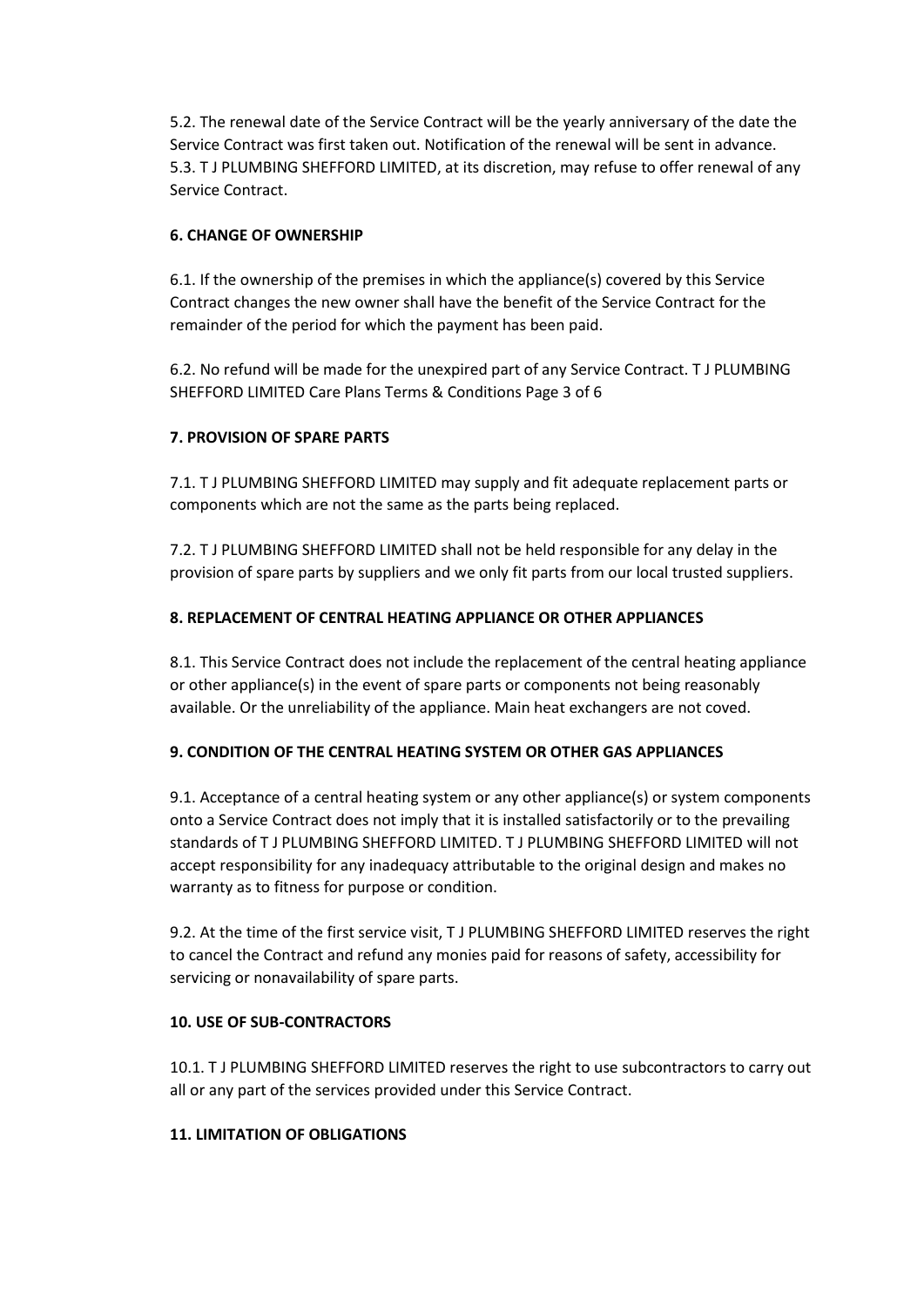5.2. The renewal date of the Service Contract will be the yearly anniversary of the date the Service Contract was first taken out. Notification of the renewal will be sent in advance.
5.3. T J PLUMBING SHEFFORD LIMITED, at its discretion, may refuse to offer renewal of any Service Contract.

**6. CHANGE OF OWNERSHIP**

6.1. If the ownership of the premises in which the appliance(s) covered by this Service Contract changes the new owner shall have the benefit of the Service Contract for the remainder of the period for which the payment has been paid.

6.2. No refund will be made for the unexpired part of any Service Contract.

**7. PROVISION OF SPARE PARTS**

7.1. T J PLUMBING SHEFFORD LIMITED may supply and fit adequate replacement parts or components which are not the same as the parts being replaced.

7.2. T J PLUMBING SHEFFORD LIMITED shall not be held responsible for any delay in the provision of spare parts by suppliers and we only fit parts from our local trusted suppliers.

**8. REPLACEMENT OF CENTRAL HEATING APPLIANCE OR OTHER APPLIANCES**

8.1. This Service Contract does not include the replacement of the central heating appliance or other appliance(s) in the event of spare parts or components not being reasonably available. Or the unreliability of the appliance. Main heat exchangers are not coved.

**9. CONDITION OF THE CENTRAL HEATING SYSTEM OR OTHER GAS APPLIANCES**

9.1. Acceptance of a central heating system or any other appliance(s) or system components onto a Service Contract does not imply that it is installed satisfactorily or to the prevailing standards of T J PLUMBING SHEFFORD LIMITED. T J PLUMBING SHEFFORD LIMITED will not accept responsibility for any inadequacy attributable to the original design and makes no warranty as to fitness for purpose or condition.

9.2. At the time of the first service visit, T J PLUMBING SHEFFORD LIMITED reserves the right to cancel the Contract and refund any monies paid for reasons of safety, accessibility for servicing or nonavailability of spare parts.

**10. USE OF SUB-CONTRACTORS**

10.1. T J PLUMBING SHEFFORD LIMITED reserves the right to use subcontractors to carry out all or any part of the services provided under this Service Contract.

**11. LIMITATION OF OBLIGATIONS**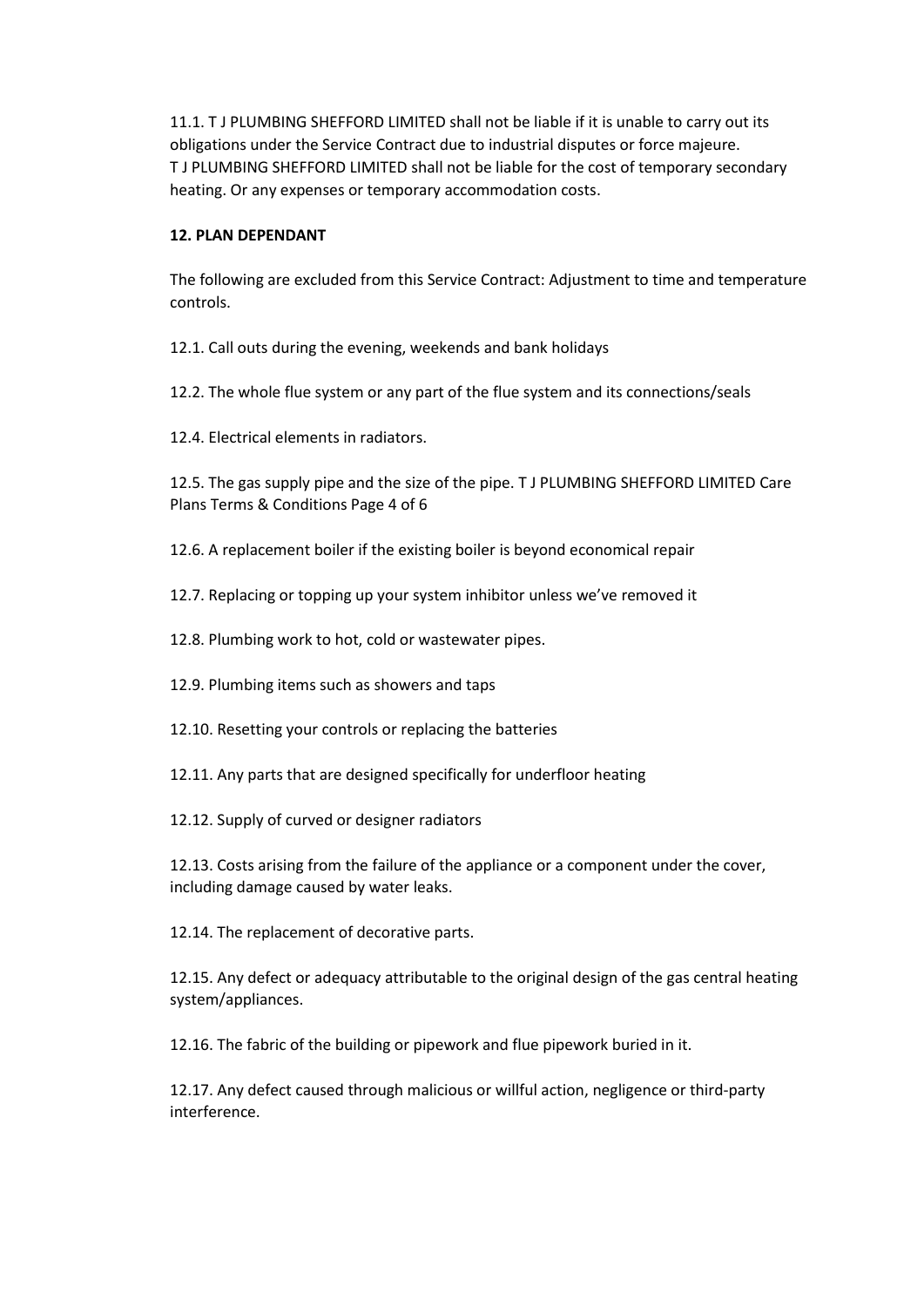11.1. T J PLUMBING SHEFFORD LIMITED shall not be liable if it is unable to carry out its obligations under the Service Contract due to industrial disputes or force majeure. T J PLUMBING SHEFFORD LIMITED shall not be liable for the cost of temporary secondary heating. Or any expenses or temporary accommodation costs.

**12. PLAN DEPENDANT**

The following are excluded from this Service Contract: Adjustment to time and temperature controls.

12.1. Call outs during the evening, weekends and bank holidays

12.2. The whole flue system or any part of the flue system and its connections/seals

12.4. Electrical elements in radiators.

12.5. The gas supply pipe and the size of the pipe. T J PLUMBING SHEFFORD LIMITED Care Plans Terms & Conditions Page 4 of 6

12.6. A replacement boiler if the existing boiler is beyond economical repair

12.7. Replacing or topping up your system inhibitor unless we've removed it

12.8. Plumbing work to hot, cold or wastewater pipes.

12.9. Plumbing items such as showers and taps

12.10. Resetting your controls or replacing the batteries

12.11. Any parts that are designed specifically for underfloor heating

12.12. Supply of curved or designer radiators

12.13. Costs arising from the failure of the appliance or a component under the cover, including damage caused by water leaks.

12.14. The replacement of decorative parts.

12.15. Any defect or adequacy attributable to the original design of the gas central heating system/appliances.

12.16. The fabric of the building or pipework and flue pipework buried in it.

12.17. Any defect caused through malicious or willful action, negligence or third-party interference.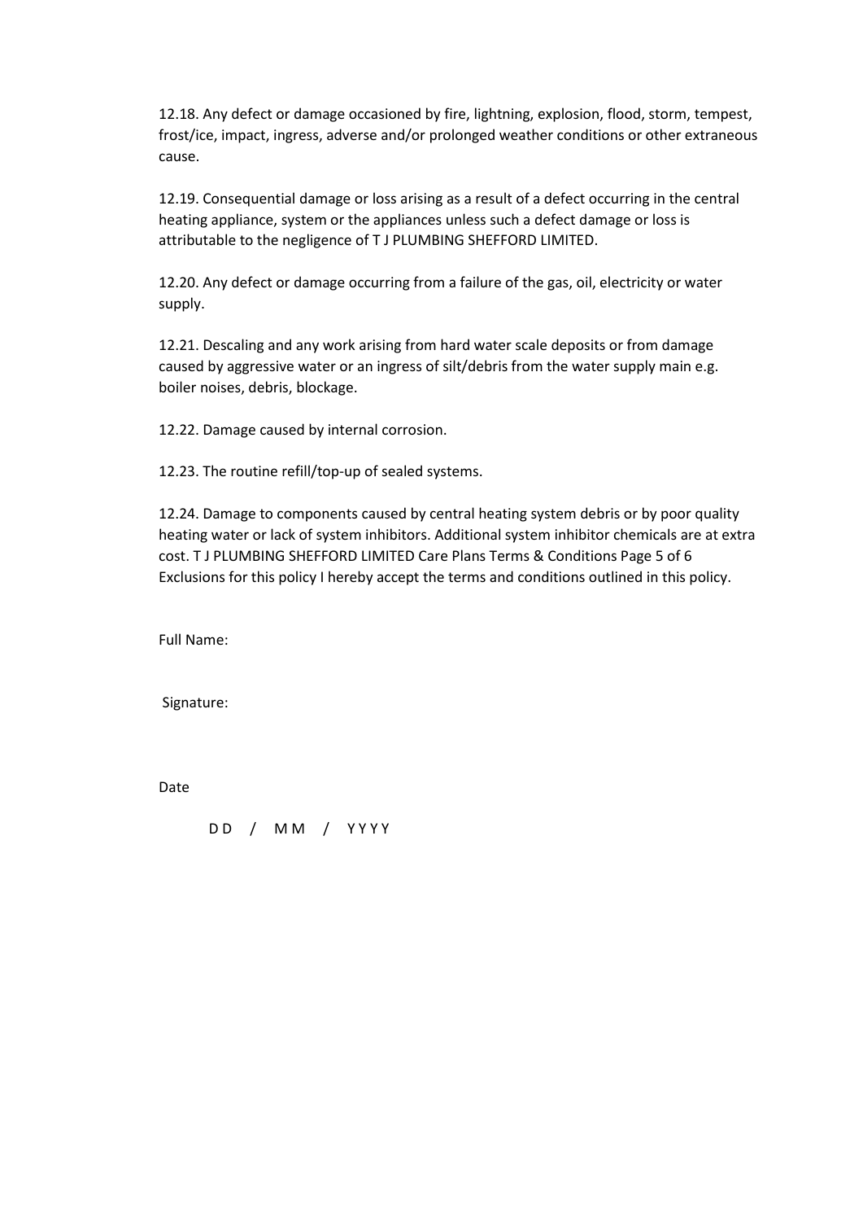12.18. Any defect or damage occasioned by fire, lightning, explosion, flood, storm, tempest, frost/ice, impact, ingress, adverse and/or prolonged weather conditions or other extraneous cause.

12.19. Consequential damage or loss arising as a result of a defect occurring in the central heating appliance, system or the appliances unless such a defect damage or loss is attributable to the negligence of T J PLUMBING SHEFFORD LIMITED.

12.20. Any defect or damage occurring from a failure of the gas, oil, electricity or water supply.

12.21. Descaling and any work arising from hard water scale deposits or from damage caused by aggressive water or an ingress of silt/debris from the water supply main e.g. boiler noises, debris, blockage.

12.22. Damage caused by internal corrosion.

12.23. The routine refill/top-up of sealed systems.

12.24. Damage to components caused by central heating system debris or by poor quality heating water or lack of system inhibitors. Additional system inhibitor chemicals are at extra cost. T J PLUMBING SHEFFORD LIMITED Care Plans Terms & Conditions Page 5 of 6 Exclusions for this policy I hereby accept the terms and conditions outlined in this policy.

Full Name:

Signature:

Date

DD / MM / YYYY